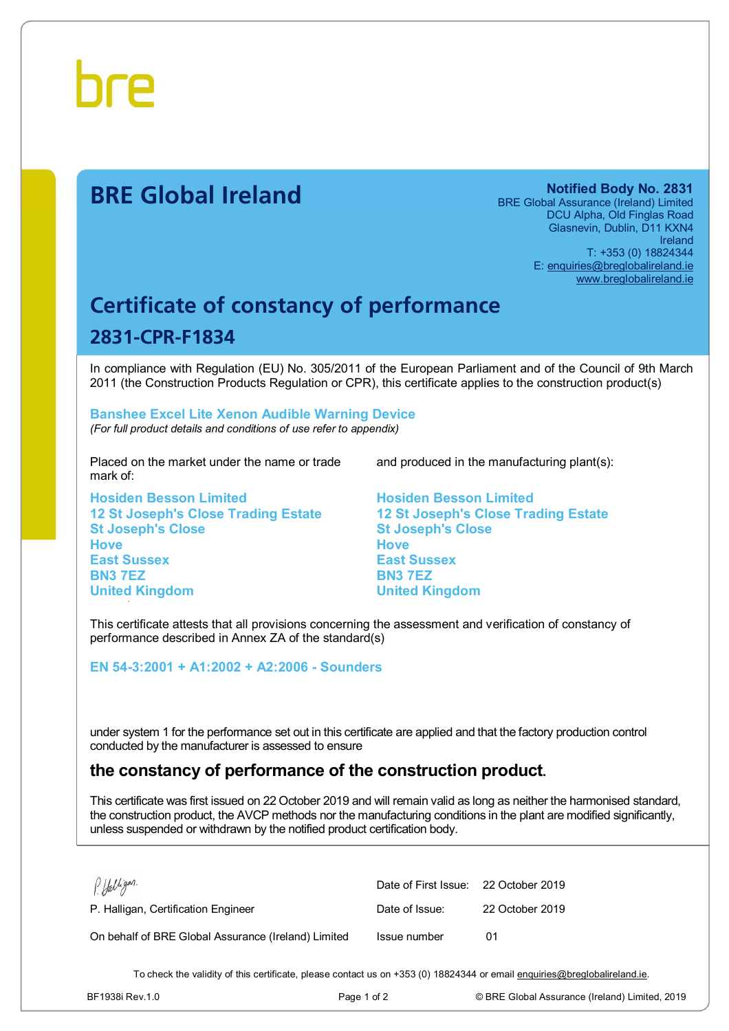bre

# BRE Global Ireland

**Notified Body No. 2831**
BRE Global Assurance (Ireland) Limited
DCU Alpha, Old Finglas Road
Glasnevin, Dublin, D11 KXN4
Ireland
T: +353 (0) 18824344
E: enquiries@breglobalireland.ie
www.breglobalireland.ie

## Certificate of constancy of performance

### 2831-CPR-F1834

In compliance with Regulation (EU) No. 305/2011 of the European Parliament and of the Council of 9th March 2011 (the Construction Products Regulation or CPR), this certificate applies to the construction product(s)

**Banshee Excel Lite Xenon Audible Warning Device**
*(For full product details and conditions of use refer to appendix)*

Placed on the market under the name or trade mark of:

**Hosiden Besson Limited**
**12 St Joseph's Close Trading Estate**
**St Joseph's Close**
**Hove**
**East Sussex**
**BN3 7EZ**
**United Kingdom**

and produced in the manufacturing plant(s):

**Hosiden Besson Limited**
**12 St Joseph's Close Trading Estate**
**St Joseph's Close**
**Hove**
**East Sussex**
**BN3 7EZ**
**United Kingdom**

This certificate attests that all provisions concerning the assessment and verification of constancy of performance described in Annex ZA of the standard(s)

**EN 54-3:2001 + A1:2002 + A2:2006 - Sounders**

under system 1 for the performance set out in this certificate are applied and that the factory production control conducted by the manufacturer is assessed to ensure

**the constancy of performance of the construction product.**

This certificate was first issued on 22 October 2019 and will remain valid as long as neither the harmonised standard, the construction product, the AVCP methods nor the manufacturing conditions in the plant are modified significantly, unless suspended or withdrawn by the notified product certification body.

P. Halligan, Certification Engineer

On behalf of BRE Global Assurance (Ireland) Limited

Date of First Issue: 22 October 2019
Date of Issue: 22 October 2019
Issue number 01

To check the validity of this certificate, please contact us on +353 (0) 18824344 or email enquiries@breglobalireland.ie.

BF1938i Rev.1.0 © BRE Global Assurance (Ireland) Limited, 2019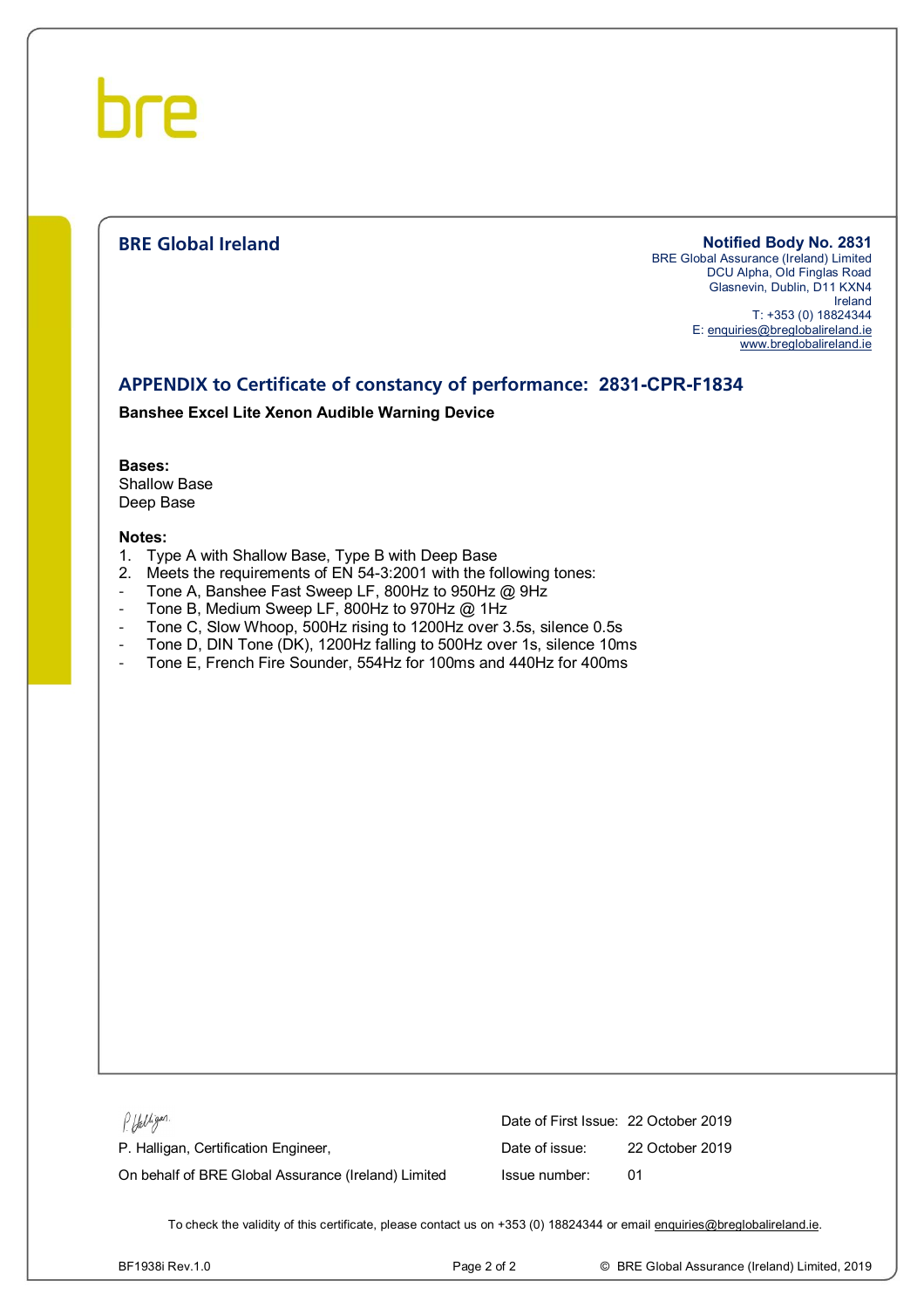bre

## BRE Global Ireland

**Notified Body No. 2831**
BRE Global Assurance (Ireland) Limited
DCU Alpha, Old Finglas Road
Glasnevin, Dublin, D11 KXN4
Ireland
T: +353 (0) 18824344
E: enquiries@breglobalireland.ie
www.breglobalireland.ie

## APPENDIX to Certificate of constancy of performance: 2831-CPR-F1834

**Banshee Excel Lite Xenon Audible Warning Device**

**Bases:**
Shallow Base
Deep Base

**Notes:**

1. Type A with Shallow Base, Type B with Deep Base
2. Meets the requirements of EN 54-3:2001 with the following tones:

- Tone A, Banshee Fast Sweep LF, 800Hz to 950Hz @ 9Hz
- Tone B, Medium Sweep LF, 800Hz to 970Hz @ 1Hz
- Tone C, Slow Whoop, 500Hz rising to 1200Hz over 3.5s, silence 0.5s
- Tone D, DIN Tone (DK), 1200Hz falling to 500Hz over 1s, silence 10ms
- Tone E, French Fire Sounder, 554Hz for 100ms and 440Hz for 400ms

P. Halligan, Certification Engineer,
On behalf of BRE Global Assurance (Ireland) Limited

Date of First Issue: 22 October 2019
Date of issue: 22 October 2019
Issue number: 01

To check the validity of this certificate, please contact us on +353 (0) 18824344 or email enquiries@breglobalireland.ie.

BF1938i Rev.1.0 © BRE Global Assurance (Ireland) Limited, 2019